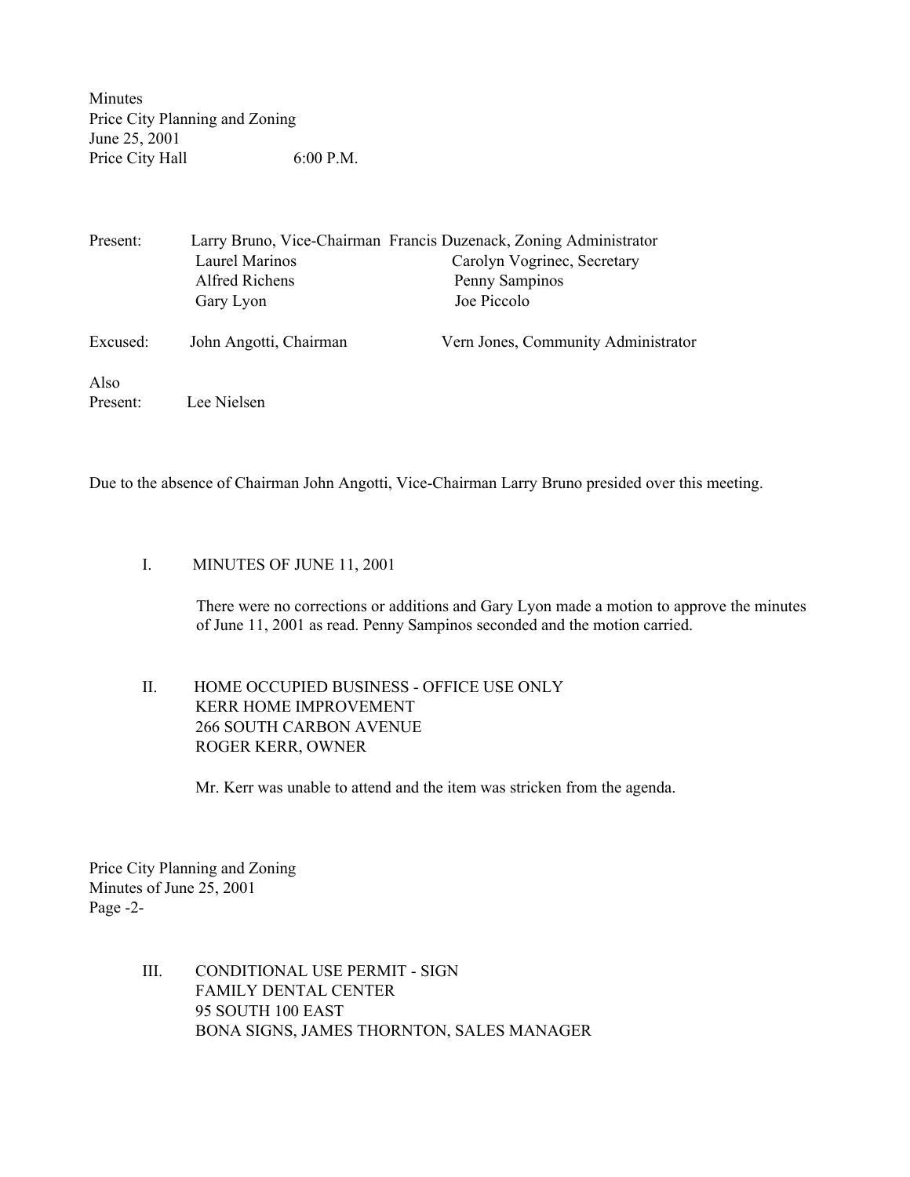Minutes
Price City Planning and Zoning
June 25, 2001
Price City Hall 6:00 P.M.

| | | |
|---|---|---|
| Present: | Larry Bruno, Vice-Chairman | Francis Duzenack, Zoning Administrator |
| | Laurel Marinos | Carolyn Vogrinec, Secretary |
| | Alfred Richens | Penny Sampinos |
| | Gary Lyon | Joe Piccolo |
| Excused: | John Angotti, Chairman | Vern Jones, Community Administrator |
| Also Present: | Lee Nielsen | |

Due to the absence of Chairman John Angotti, Vice-Chairman Larry Bruno presided over this meeting.

I. MINUTES OF JUNE 11, 2001

There were no corrections or additions and Gary Lyon made a motion to approve the minutes of June 11, 2001 as read. Penny Sampinos seconded and the motion carried.

II. HOME OCCUPIED BUSINESS - OFFICE USE ONLY
KERR HOME IMPROVEMENT
266 SOUTH CARBON AVENUE
ROGER KERR, OWNER

Mr. Kerr was unable to attend and the item was stricken from the agenda.

III. CONDITIONAL USE PERMIT - SIGN
FAMILY DENTAL CENTER
95 SOUTH 100 EAST
BONA SIGNS, JAMES THORNTON, SALES MANAGER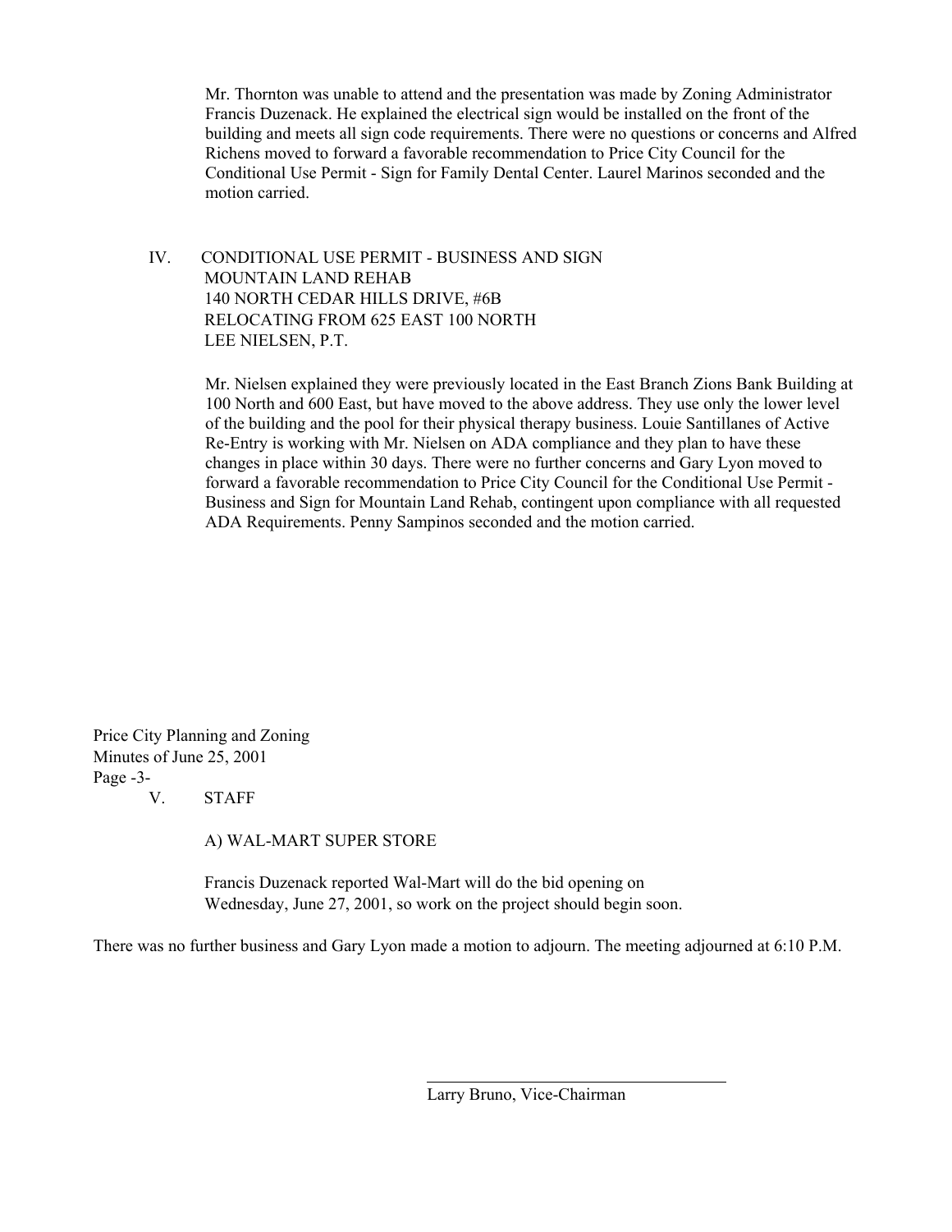Mr. Thornton was unable to attend and the presentation was made by Zoning Administrator Francis Duzenack. He explained the electrical sign would be installed on the front of the building and meets all sign code requirements. There were no questions or concerns and Alfred Richens moved to forward a favorable recommendation to Price City Council for the Conditional Use Permit - Sign for Family Dental Center. Laurel Marinos seconded and the motion carried.

IV. CONDITIONAL USE PERMIT - BUSINESS AND SIGN
MOUNTAIN LAND REHAB
140 NORTH CEDAR HILLS DRIVE, #6B
RELOCATING FROM 625 EAST 100 NORTH
LEE NIELSEN, P.T.

Mr. Nielsen explained they were previously located in the East Branch Zions Bank Building at 100 North and 600 East, but have moved to the above address. They use only the lower level of the building and the pool for their physical therapy business. Louie Santillanes of Active Re-Entry is working with Mr. Nielsen on ADA compliance and they plan to have these changes in place within 30 days. There were no further concerns and Gary Lyon moved to forward a favorable recommendation to Price City Council for the Conditional Use Permit - Business and Sign for Mountain Land Rehab, contingent upon compliance with all requested ADA Requirements. Penny Sampinos seconded and the motion carried.

V. STAFF

A) WAL-MART SUPER STORE

Francis Duzenack reported Wal-Mart will do the bid opening on Wednesday, June 27, 2001, so work on the project should begin soon.

There was no further business and Gary Lyon made a motion to adjourn. The meeting adjourned at 6:10 P.M.

Larry Bruno, Vice-Chairman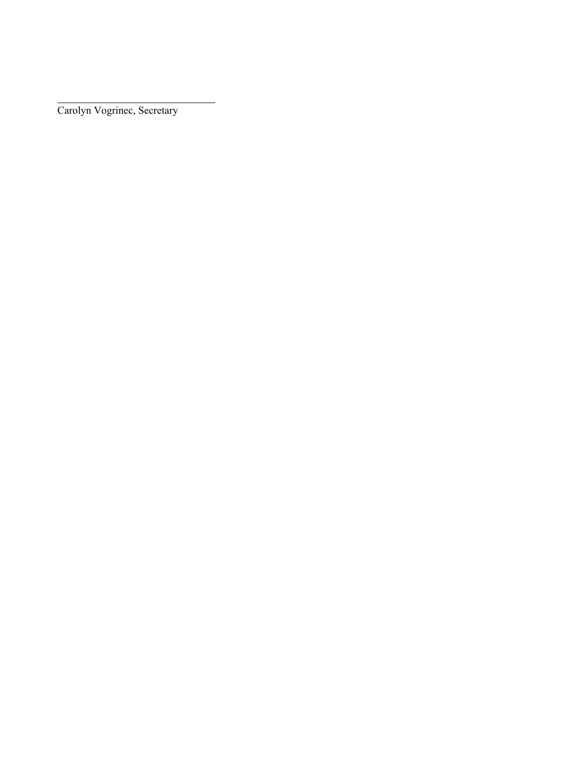\_\_\_\_\_\_\_\_\_\_\_\_\_\_\_\_\_\_\_\_\_\_\_\_\_\_\_\_\_\_\_\_

Carolyn Vogrinec, Secretary